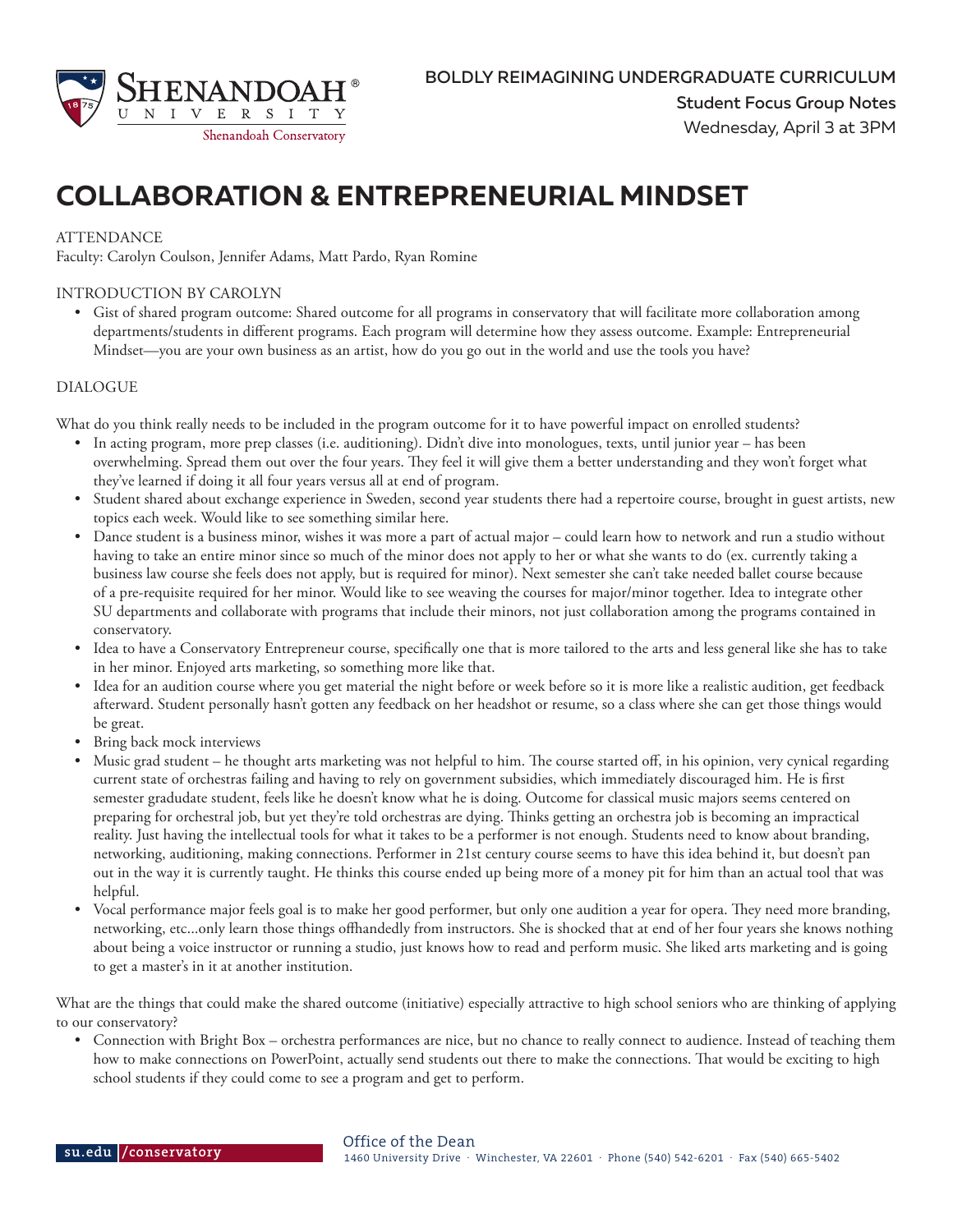BOLDLY REIMAGINING UNDERGRADUATE CURRICULUM

**Student Focus Group Notes**

Wednesday, April 3 at 3PM

# COLLABORATION & ENTREPRENEURIAL MINDSET

ATTENDANCE

Faculty: Carolyn Coulson, Jennifer Adams, Matt Pardo, Ryan Romine

INTRODUCTION BY CAROLYN

- Gist of shared program outcome: Shared outcome for all programs in conservatory that will facilitate more collaboration among departments/students in different programs. Each program will determine how they assess outcome. Example: Entrepreneurial Mindset—you are your own business as an artist, how do you go out in the world and use the tools you have?

DIALOGUE

What do you think really needs to be included in the program outcome for it to have powerful impact on enrolled students?

- In acting program, more prep classes (i.e. auditioning). Didn't dive into monologues, texts, until junior year – has been overwhelming. Spread them out over the four years. They feel it will give them a better understanding and they won't forget what they've learned if doing it all four years versus all at end of program.
- Student shared about exchange experience in Sweden, second year students there had a repertoire course, brought in guest artists, new topics each week. Would like to see something similar here.
- Dance student is a business minor, wishes it was more a part of actual major – could learn how to network and run a studio without having to take an entire minor since so much of the minor does not apply to her or what she wants to do (ex. currently taking a business law course she feels does not apply, but is required for minor). Next semester she can't take needed ballet course because of a pre-requisite required for her minor. Would like to see weaving the courses for major/minor together. Idea to integrate other SU departments and collaborate with programs that include their minors, not just collaboration among the programs contained in conservatory.
- Idea to have a Conservatory Entrepreneur course, specifically one that is more tailored to the arts and less general like she has to take in her minor. Enjoyed arts marketing, so something more like that.
- Idea for an audition course where you get material the night before or week before so it is more like a realistic audition, get feedback afterward. Student personally hasn't gotten any feedback on her headshot or resume, so a class where she can get those things would be great.
- Bring back mock interviews
- Music grad student – he thought arts marketing was not helpful to him. The course started off, in his opinion, very cynical regarding current state of orchestras failing and having to rely on government subsidies, which immediately discouraged him. He is first semester graduate student, feels like he doesn't know what he is doing. Outcome for classical music majors seems centered on preparing for orchestral job, but yet they're told orchestras are dying. Thinks getting an orchestra job is becoming an impractical reality. Just having the intellectual tools for what it takes to be a performer is not enough. Students need to know about branding, networking, auditioning, making connections. Performer in 21st century course seems to have this idea behind it, but doesn't pan out in the way it is currently taught. He thinks this course ended up being more of a money pit for him than an actual tool that was helpful.
- Vocal performance major feels goal is to make her good performer, but only one audition a year for opera. They need more branding, networking, etc...only learn those things offhandedly from instructors. She is shocked that at end of her four years she knows nothing about being a voice instructor or running a studio, just knows how to read and perform music. She liked arts marketing and is going to get a master's in it at another institution.

What are the things that could make the shared outcome (initiative) especially attractive to high school seniors who are thinking of applying to our conservatory?

- Connection with Bright Box – orchestra performances are nice, but no chance to really connect to audience. Instead of teaching them how to make connections on PowerPoint, actually send students out there to make the connections. That would be exciting to high school students if they could come to see a program and get to perform.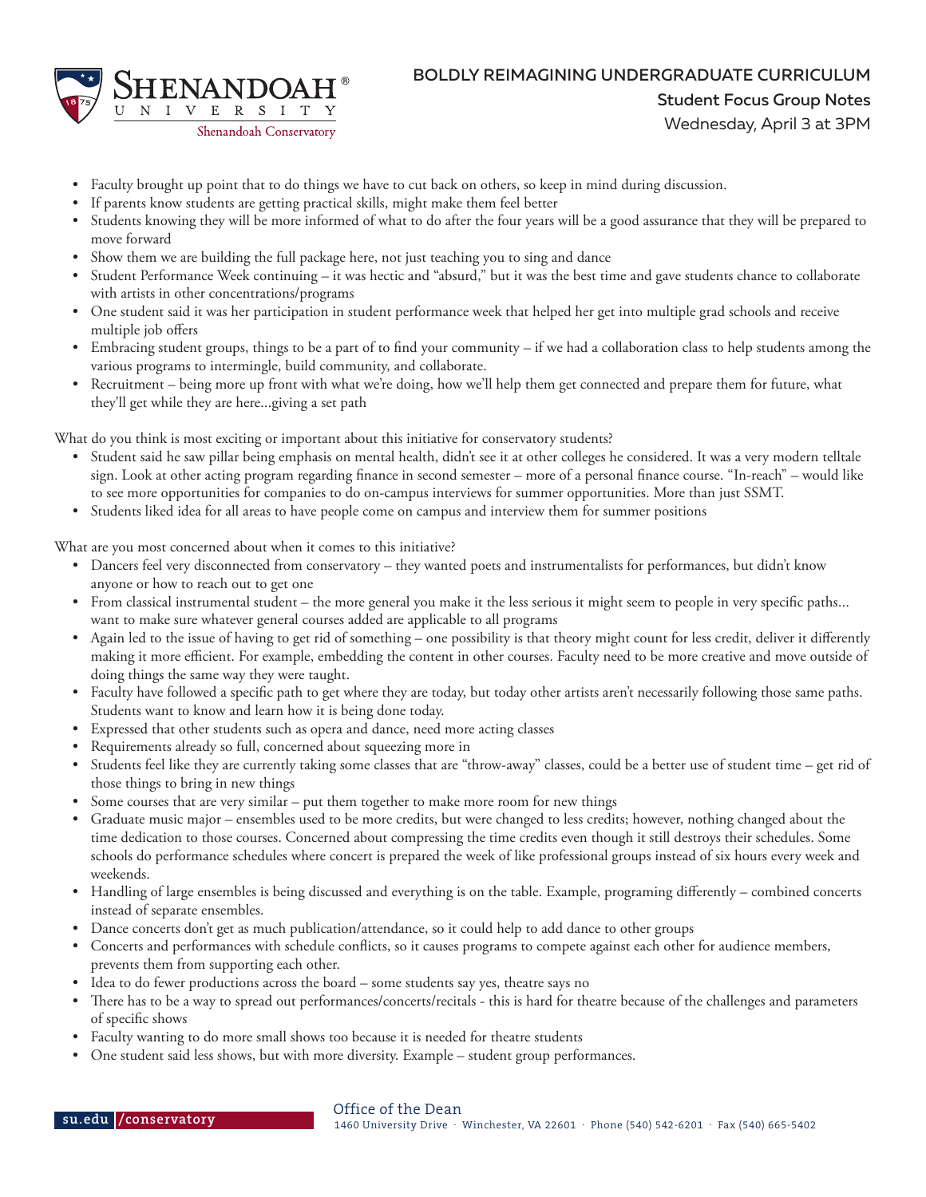- Faculty brought up point that to do things we have to cut back on others, so keep in mind during discussion.
- If parents know students are getting practical skills, might make them feel better
- Students knowing they will be more informed of what to do after the four years will be a good assurance that they will be prepared to move forward
- Show them we are building the full package here, not just teaching you to sing and dance
- Student Performance Week continuing – it was hectic and "absurd," but it was the best time and gave students chance to collaborate with artists in other concentrations/programs
- One student said it was her participation in student performance week that helped her get into multiple grad schools and receive multiple job offers
- Embracing student groups, things to be a part of to find your community – if we had a collaboration class to help students among the various programs to intermingle, build community, and collaborate.
- Recruitment – being more up front with what we're doing, how we'll help them get connected and prepare them for future, what they'll get while they are here...giving a set path

What do you think is most exciting or important about this initiative for conservatory students?

- Student said he saw pillar being emphasis on mental health, didn't see it at other colleges he considered. It was a very modern telltale sign. Look at other acting program regarding finance in second semester – more of a personal finance course. "In-reach" – would like to see more opportunities for companies to do on-campus interviews for summer opportunities. More than just SSMT.
- Students liked idea for all areas to have people come on campus and interview them for summer positions

What are you most concerned about when it comes to this initiative?

- Dancers feel very disconnected from conservatory – they wanted poets and instrumentalists for performances, but didn't know anyone or how to reach out to get one
- From classical instrumental student – the more general you make it the less serious it might seem to people in very specific paths... want to make sure whatever general courses added are applicable to all programs
- Again led to the issue of having to get rid of something – one possibility is that theory might count for less credit, deliver it differently making it more efficient. For example, embedding the content in other courses. Faculty need to be more creative and move outside of doing things the same way they were taught.
- Faculty have followed a specific path to get where they are today, but today other artists aren't necessarily following those same paths. Students want to know and learn how it is being done today.
- Expressed that other students such as opera and dance, need more acting classes
- Requirements already so full, concerned about squeezing more in
- Students feel like they are currently taking some classes that are "throw-away" classes, could be a better use of student time – get rid of those things to bring in new things
- Some courses that are very similar – put them together to make more room for new things
- Graduate music major – ensembles used to be more credits, but were changed to less credits; however, nothing changed about the time dedication to those courses. Concerned about compressing the time credits even though it still destroys their schedules. Some schools do performance schedules where concert is prepared the week of like professional groups instead of six hours every week and weekends.
- Handling of large ensembles is being discussed and everything is on the table. Example, programing differently – combined concerts instead of separate ensembles.
- Dance concerts don't get as much publication/attendance, so it could help to add dance to other groups
- Concerts and performances with schedule conflicts, so it causes programs to compete against each other for audience members, prevents them from supporting each other.
- Idea to do fewer productions across the board – some students say yes, theatre says no
- There has to be a way to spread out performances/concerts/recitals - this is hard for theatre because of the challenges and parameters of specific shows
- Faculty wanting to do more small shows too because it is needed for theatre students
- One student said less shows, but with more diversity. Example – student group performances.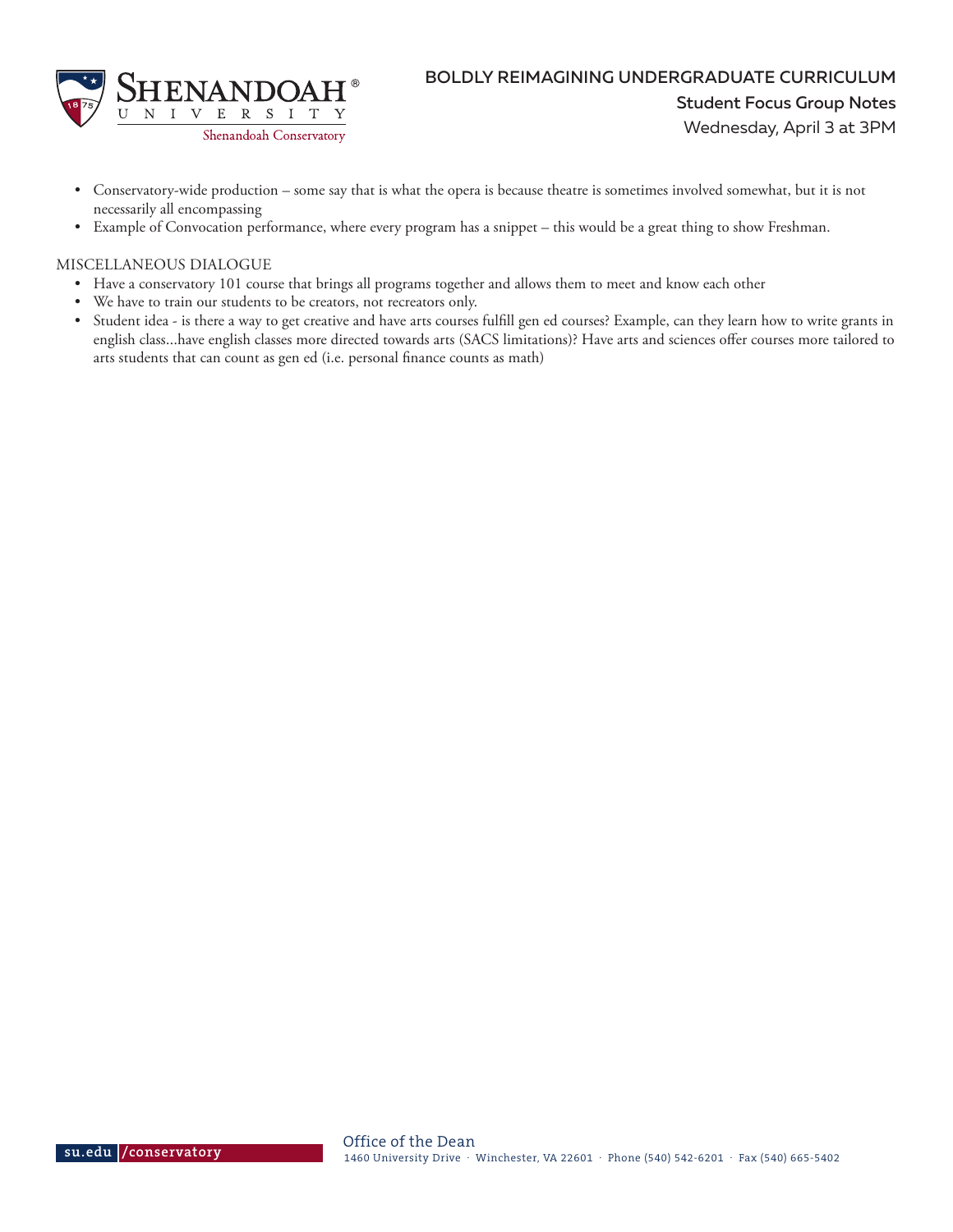- Conservatory-wide production – some say that is what the opera is because theatre is sometimes involved somewhat, but it is not necessarily all encompassing
- Example of Convocation performance, where every program has a snippet – this would be a great thing to show Freshman.

MISCELLANEOUS DIALOGUE

- Have a conservatory 101 course that brings all programs together and allows them to meet and know each other
- We have to train our students to be creators, not recreators only.
- Student idea - is there a way to get creative and have arts courses fulfill gen ed courses? Example, can they learn how to write grants in english class...have english classes more directed towards arts (SACS limitations)? Have arts and sciences offer courses more tailored to arts students that can count as gen ed (i.e. personal finance counts as math)